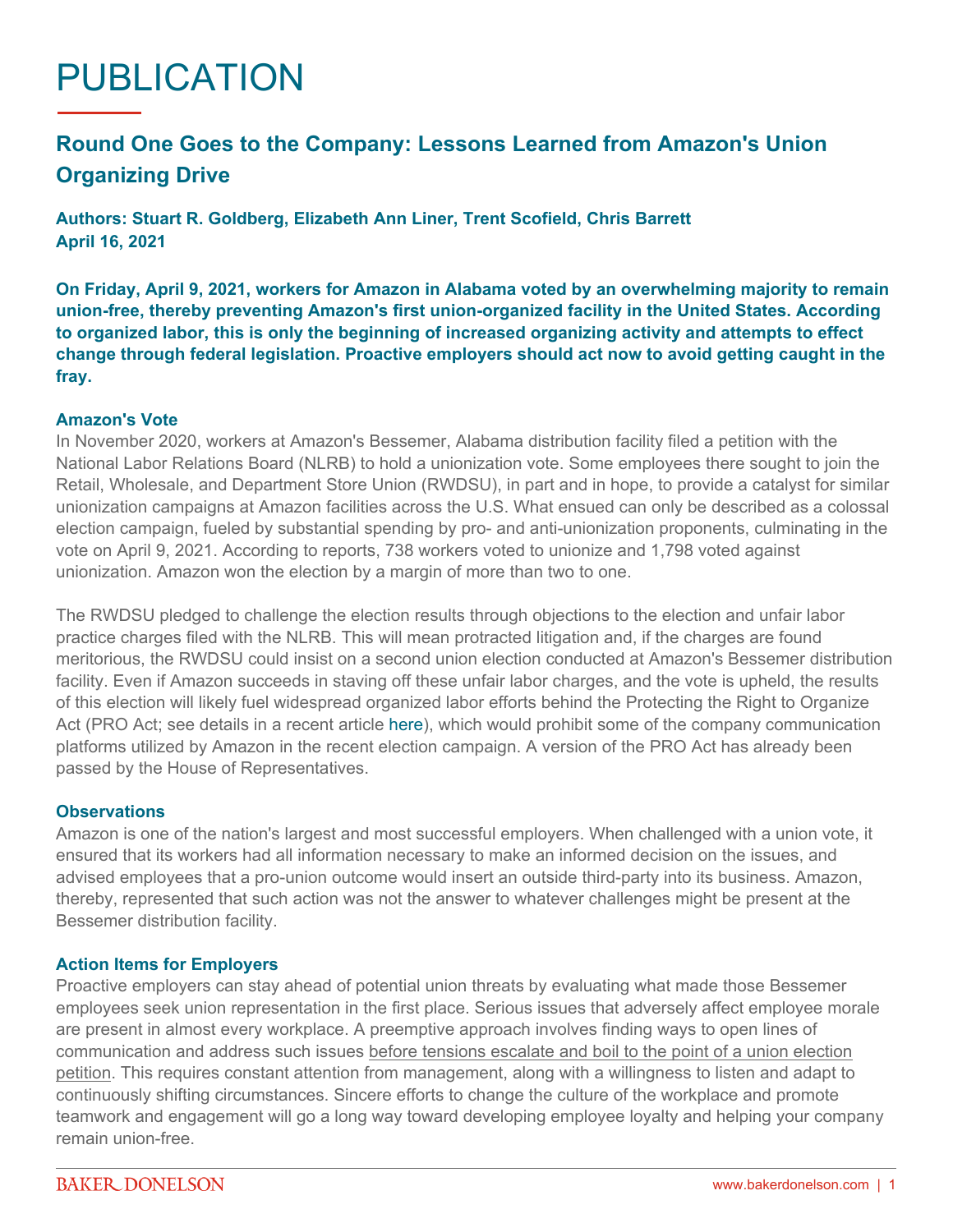# PUBLICATION

## Round One Goes to the Company: Lessons Learned from Amazon's Union Organizing Drive

**Authors: Stuart R. Goldberg, Elizabeth Ann Liner, Trent Scofield, Chris Barrett**
**April 16, 2021**

**On Friday, April 9, 2021, workers for Amazon in Alabama voted by an overwhelming majority to remain union-free, thereby preventing Amazon's first union-organized facility in the United States. According to organized labor, this is only the beginning of increased organizing activity and attempts to effect change through federal legislation. Proactive employers should act now to avoid getting caught in the fray.**

### Amazon's Vote

In November 2020, workers at Amazon's Bessemer, Alabama distribution facility filed a petition with the National Labor Relations Board (NLRB) to hold a unionization vote. Some employees there sought to join the Retail, Wholesale, and Department Store Union (RWDSU), in part and in hope, to provide a catalyst for similar unionization campaigns at Amazon facilities across the U.S. What ensued can only be described as a colossal election campaign, fueled by substantial spending by pro- and anti-unionization proponents, culminating in the vote on April 9, 2021. According to reports, 738 workers voted to unionize and 1,798 voted against unionization. Amazon won the election by a margin of more than two to one.

The RWDSU pledged to challenge the election results through objections to the election and unfair labor practice charges filed with the NLRB. This will mean protracted litigation and, if the charges are found meritorious, the RWDSU could insist on a second union election conducted at Amazon's Bessemer distribution facility. Even if Amazon succeeds in staving off these unfair labor charges, and the vote is upheld, the results of this election will likely fuel widespread organized labor efforts behind the Protecting the Right to Organize Act (PRO Act; see details in a recent article here), which would prohibit some of the company communication platforms utilized by Amazon in the recent election campaign. A version of the PRO Act has already been passed by the House of Representatives.

### Observations

Amazon is one of the nation's largest and most successful employers. When challenged with a union vote, it ensured that its workers had all information necessary to make an informed decision on the issues, and advised employees that a pro-union outcome would insert an outside third-party into its business. Amazon, thereby, represented that such action was not the answer to whatever challenges might be present at the Bessemer distribution facility.

### Action Items for Employers

Proactive employers can stay ahead of potential union threats by evaluating what made those Bessemer employees seek union representation in the first place. Serious issues that adversely affect employee morale are present in almost every workplace. A preemptive approach involves finding ways to open lines of communication and address such issues before tensions escalate and boil to the point of a union election petition. This requires constant attention from management, along with a willingness to listen and adapt to continuously shifting circumstances. Sincere efforts to change the culture of the workplace and promote teamwork and engagement will go a long way toward developing employee loyalty and helping your company remain union-free.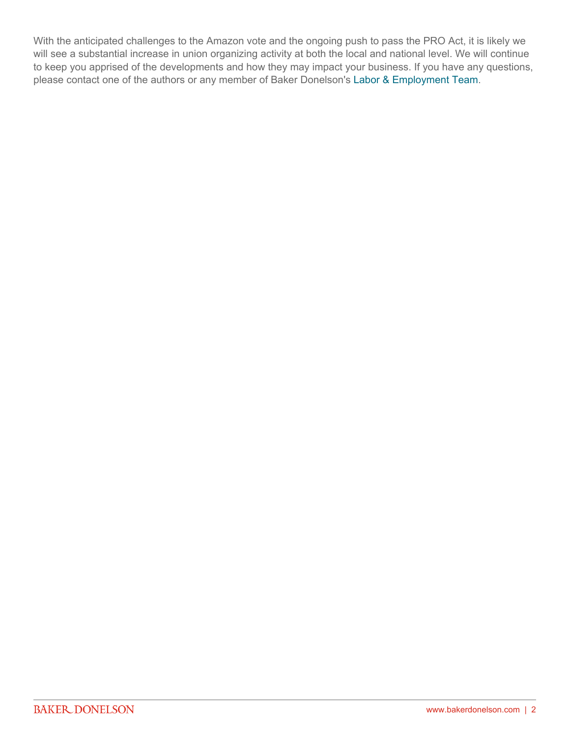With the anticipated challenges to the Amazon vote and the ongoing push to pass the PRO Act, it is likely we will see a substantial increase in union organizing activity at both the local and national level. We will continue to keep you apprised of the developments and how they may impact your business. If you have any questions, please contact one of the authors or any member of Baker Donelson's Labor & Employment Team.